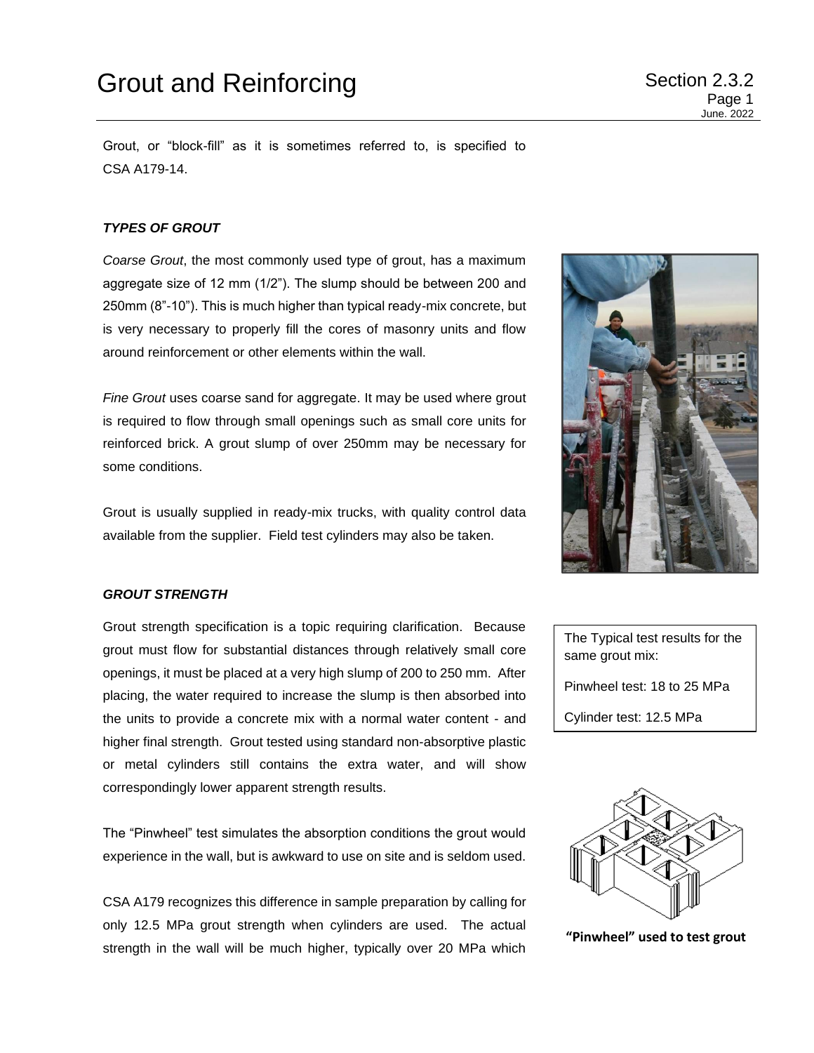# Grout and Reinforcing

Grout, or “block-fill” as it is sometimes referred to, is specified to CSA A179-14.

### *TYPES OF GROUT*

*Coarse Grout*, the most commonly used type of grout, has a maximum aggregate size of 12 mm (1/2”). The slump should be between 200 and 250mm (8”-10”). This is much higher than typical ready-mix concrete, but is very necessary to properly fill the cores of masonry units and flow around reinforcement or other elements within the wall.

*Fine Grout* uses coarse sand for aggregate. It may be used where grout is required to flow through small openings such as small core units for reinforced brick. A grout slump of over 250mm may be necessary for some conditions.

Grout is usually supplied in ready-mix trucks, with quality control data available from the supplier. Field test cylinders may also be taken.

### *GROUT STRENGTH*

Grout strength specification is a topic requiring clarification. Because grout must flow for substantial distances through relatively small core openings, it must be placed at a very high slump of 200 to 250 mm. After placing, the water required to increase the slump is then absorbed into the units to provide a concrete mix with a normal water content - and higher final strength. Grout tested using standard non-absorptive plastic or metal cylinders still contains the extra water, and will show correspondingly lower apparent strength results.

> The Typical test results for the same grout mix:
>
> Pinwheel test: 18 to 25 MPa
>
> Cylinder test: 12.5 MPa

The “Pinwheel” test simulates the absorption conditions the grout would experience in the wall, but is awkward to use on site and is seldom used.

**“Pinwheel” used to test grout**

CSA A179 recognizes this difference in sample preparation by calling for only 12.5 MPa grout strength when cylinders are used. The actual strength in the wall will be much higher, typically over 20 MPa which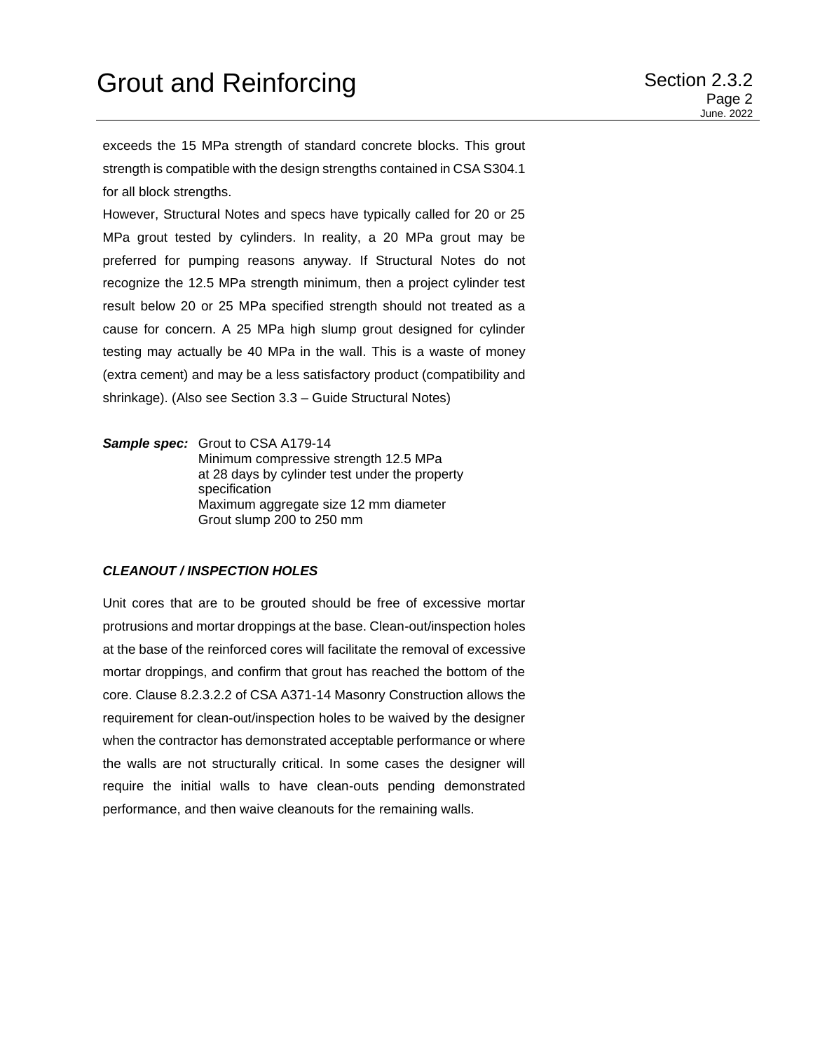exceeds the 15 MPa strength of standard concrete blocks. This grout strength is compatible with the design strengths contained in CSA S304.1 for all block strengths.

However, Structural Notes and specs have typically called for 20 or 25 MPa grout tested by cylinders. In reality, a 20 MPa grout may be preferred for pumping reasons anyway. If Structural Notes do not recognize the 12.5 MPa strength minimum, then a project cylinder test result below 20 or 25 MPa specified strength should not treated as a cause for concern. A 25 MPa high slump grout designed for cylinder testing may actually be 40 MPa in the wall. This is a waste of money (extra cement) and may be a less satisfactory product (compatibility and shrinkage). (Also see Section 3.3 – Guide Structural Notes)

***Sample spec:*** Grout to CSA A179-14
Minimum compressive strength 12.5 MPa at 28 days by cylinder test under the property specification
Maximum aggregate size 12 mm diameter
Grout slump 200 to 250 mm

### *CLEANOUT / INSPECTION HOLES*

Unit cores that are to be grouted should be free of excessive mortar protrusions and mortar droppings at the base. Clean-out/inspection holes at the base of the reinforced cores will facilitate the removal of excessive mortar droppings, and confirm that grout has reached the bottom of the core. Clause 8.2.3.2.2 of CSA A371-14 Masonry Construction allows the requirement for clean-out/inspection holes to be waived by the designer when the contractor has demonstrated acceptable performance or where the walls are not structurally critical. In some cases the designer will require the initial walls to have clean-outs pending demonstrated performance, and then waive cleanouts for the remaining walls.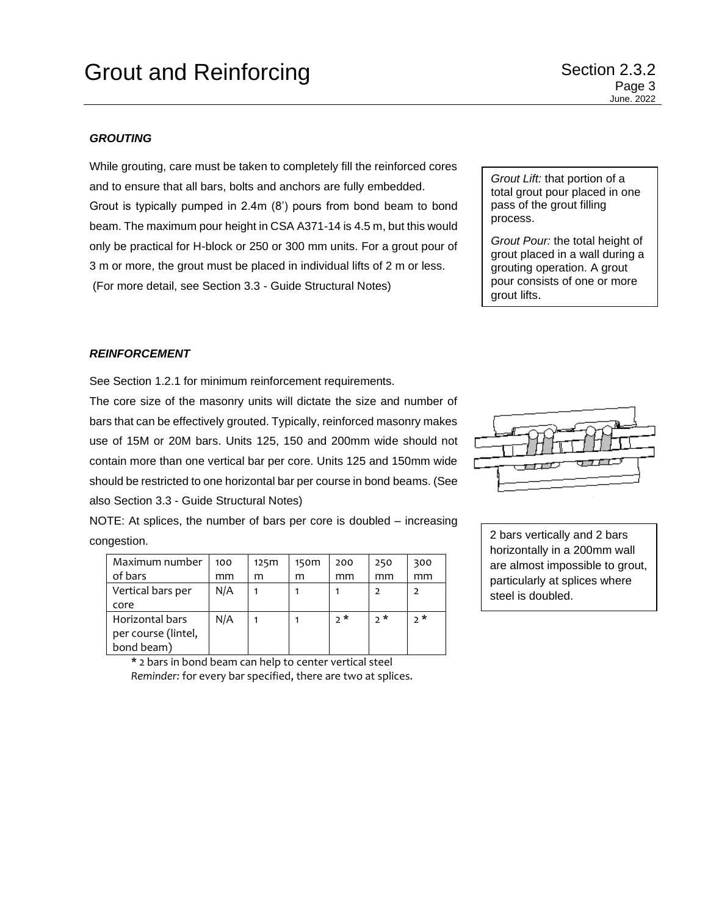# Grout and Reinforcing

Section 2.3.2

### *GROUTING*

While grouting, care must be taken to completely fill the reinforced cores and to ensure that all bars, bolts and anchors are fully embedded. Grout is typically pumped in 2.4m (8') pours from bond beam to bond beam. The maximum pour height in CSA A371-14 is 4.5 m, but this would only be practical for H-block or 250 or 300 mm units. For a grout pour of 3 m or more, the grout must be placed in individual lifts of 2 m or less.
(For more detail, see Section 3.3 - Guide Structural Notes)

*Grout Lift:* that portion of a total grout pour placed in one pass of the grout filling process.

*Grout Pour:* the total height of grout placed in a wall during a grouting operation. A grout pour consists of one or more grout lifts.

### *REINFORCEMENT*

See Section 1.2.1 for minimum reinforcement requirements.

The core size of the masonry units will dictate the size and number of bars that can be effectively grouted. Typically, reinforced masonry makes use of 15M or 20M bars. Units 125, 150 and 200mm wide should not contain more than one vertical bar per core. Units 125 and 150mm wide should be restricted to one horizontal bar per course in bond beams. (See also Section 3.3 - Guide Structural Notes)

NOTE: At splices, the number of bars per core is doubled – increasing congestion.

2 bars vertically and 2 bars horizontally in a 200mm wall are almost impossible to grout, particularly at splices where steel is doubled.

| Maximum number of bars | 100 mm | 125mm | 150mm | 200 mm | 250 mm | 300 mm |
|---|---|---|---|---|---|---|
| Vertical bars per core | N/A | 1 | 1 | 1 | 2 | 2 |
| Horizontal bars per course (lintel, bond beam) | N/A | 1 | 1 | 2 * | 2 * | 2 * |

\* 2 bars in bond beam can help to center vertical steel
*Reminder:* for every bar specified, there are two at splices.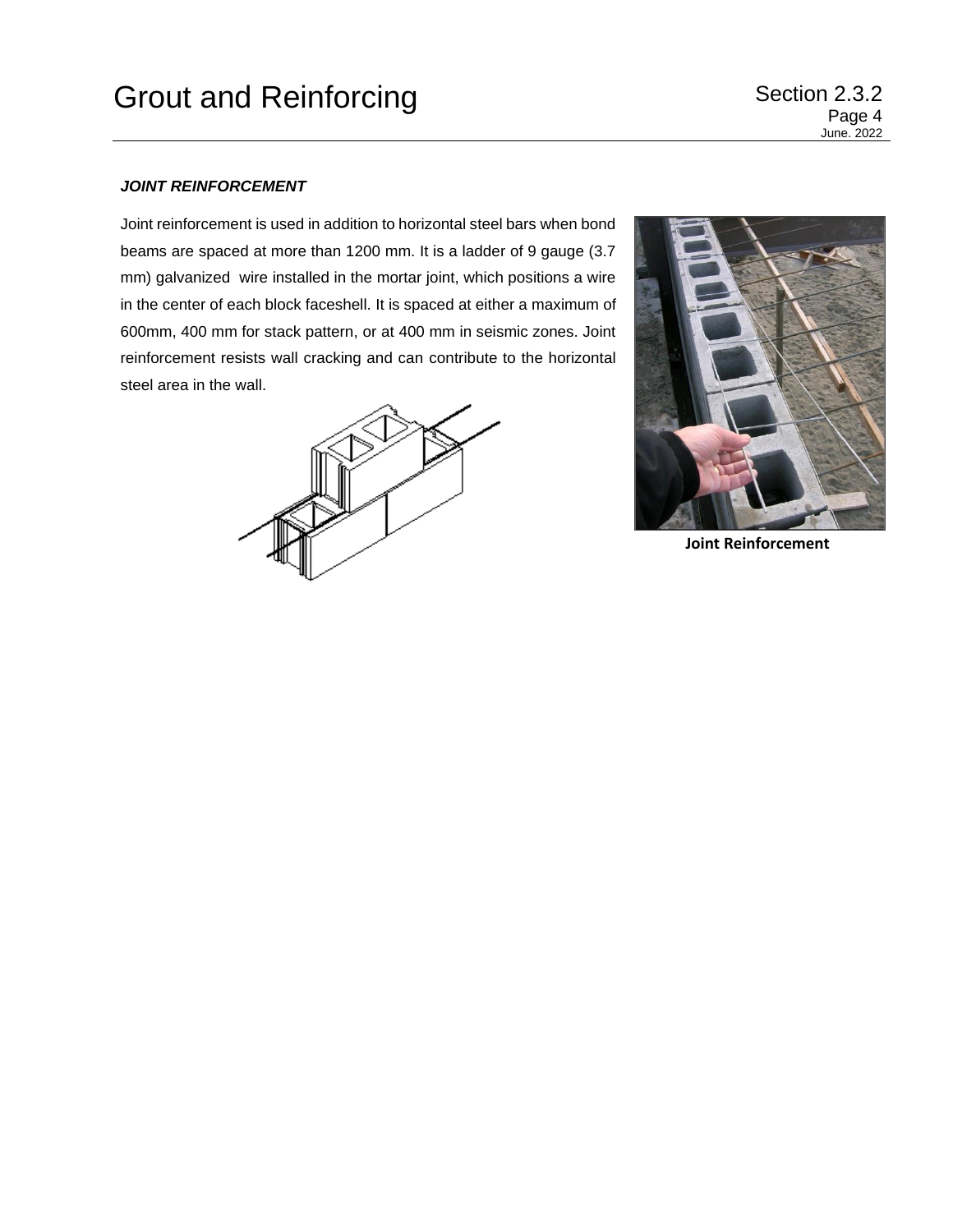***JOINT REINFORCEMENT***

Joint reinforcement is used in addition to horizontal steel bars when bond beams are spaced at more than 1200 mm. It is a ladder of 9 gauge (3.7 mm) galvanized wire installed in the mortar joint, which positions a wire in the center of each block faceshell. It is spaced at either a maximum of 600mm, 400 mm for stack pattern, or at 400 mm in seismic zones. Joint reinforcement resists wall cracking and can contribute to the horizontal steel area in the wall.

**Joint Reinforcement**